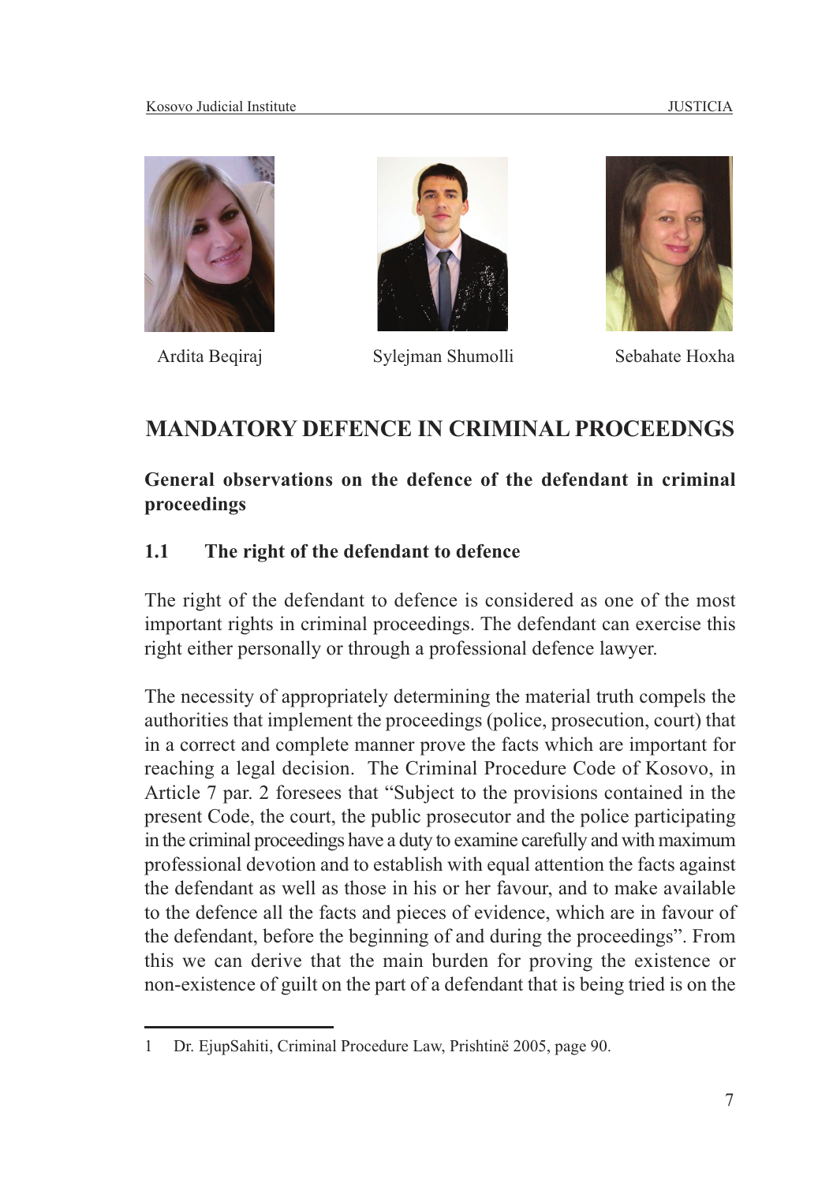Ardita Beqiraj

Sylejman Shumolli

Sebahate Hoxha

# MANDATORY DEFENCE IN CRIMINAL PROCEEDNGS

## General observations on the defence of the defendant in criminal proceedings

### 1.1 The right of the defendant to defence

The right of the defendant to defence is considered as one of the most important rights in criminal proceedings. The defendant can exercise this right either personally or through a professional defence lawyer.

The necessity of appropriately determining the material truth compels the authorities that implement the proceedings (police, prosecution, court) that in a correct and complete manner prove the facts which are important for reaching a legal decision. The Criminal Procedure Code of Kosovo, in Article 7 par. 2 foresees that "Subject to the provisions contained in the present Code, the court, the public prosecutor and the police participating in the criminal proceedings have a duty to examine carefully and with maximum professional devotion and to establish with equal attention the facts against the defendant as well as those in his or her favour, and to make available to the defence all the facts and pieces of evidence, which are in favour of the defendant, before the beginning of and during the proceedings". From this we can derive that the main burden for proving the existence or non-existence of guilt on the part of a defendant that is being tried is on the

---

1 Dr. EjupSahiti, Criminal Procedure Law, Prishtinë 2005, page 90.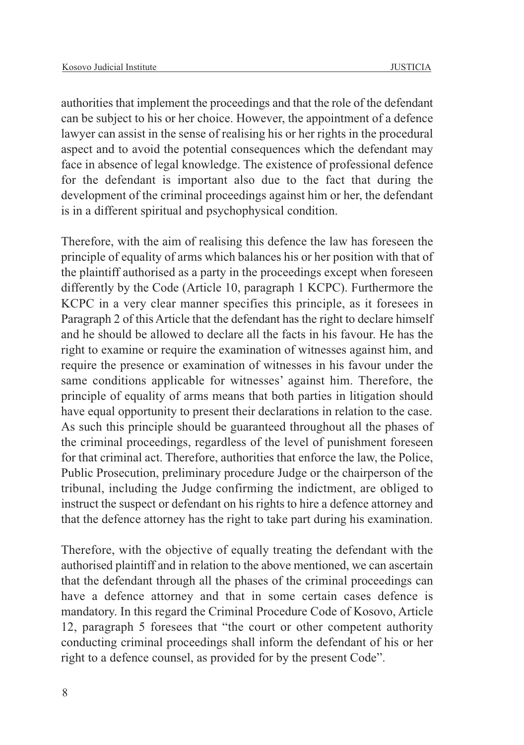authorities that implement the proceedings and that the role of the defendant can be subject to his or her choice. However, the appointment of a defence lawyer can assist in the sense of realising his or her rights in the procedural aspect and to avoid the potential consequences which the defendant may face in absence of legal knowledge. The existence of professional defence for the defendant is important also due to the fact that during the development of the criminal proceedings against him or her, the defendant is in a different spiritual and psychophysical condition.

Therefore, with the aim of realising this defence the law has foreseen the principle of equality of arms which balances his or her position with that of the plaintiff authorised as a party in the proceedings except when foreseen differently by the Code (Article 10, paragraph 1 KCPC). Furthermore the KCPC in a very clear manner specifies this principle, as it foresees in Paragraph 2 of this Article that the defendant has the right to declare himself and he should be allowed to declare all the facts in his favour. He has the right to examine or require the examination of witnesses against him, and require the presence or examination of witnesses in his favour under the same conditions applicable for witnesses' against him. Therefore, the principle of equality of arms means that both parties in litigation should have equal opportunity to present their declarations in relation to the case. As such this principle should be guaranteed throughout all the phases of the criminal proceedings, regardless of the level of punishment foreseen for that criminal act. Therefore, authorities that enforce the law, the Police, Public Prosecution, preliminary procedure Judge or the chairperson of the tribunal, including the Judge confirming the indictment, are obliged to instruct the suspect or defendant on his rights to hire a defence attorney and that the defence attorney has the right to take part during his examination.

Therefore, with the objective of equally treating the defendant with the authorised plaintiff and in relation to the above mentioned, we can ascertain that the defendant through all the phases of the criminal proceedings can have a defence attorney and that in some certain cases defence is mandatory. In this regard the Criminal Procedure Code of Kosovo, Article 12, paragraph 5 foresees that "the court or other competent authority conducting criminal proceedings shall inform the defendant of his or her right to a defence counsel, as provided for by the present Code".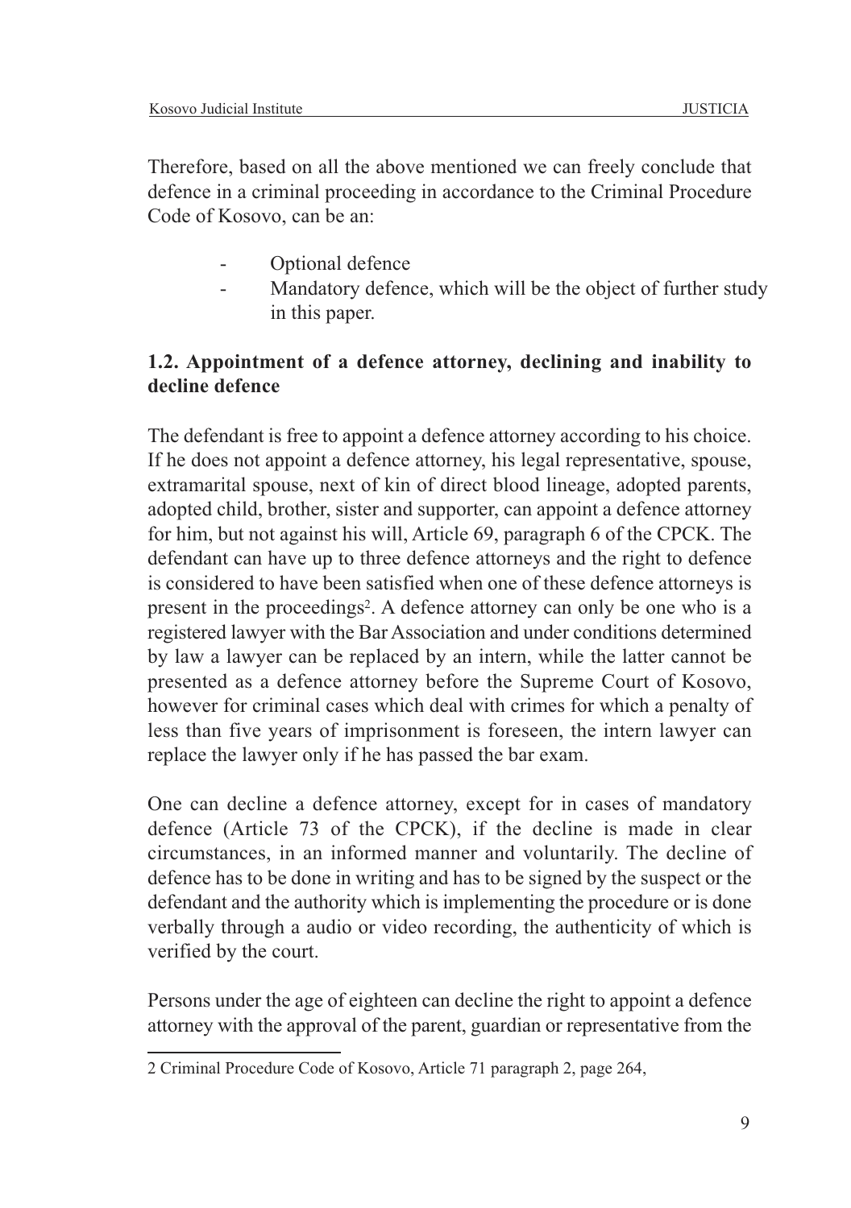Therefore, based on all the above mentioned we can freely conclude that defence in a criminal proceeding in accordance to the Criminal Procedure Code of Kosovo, can be an:

- Optional defence
- Mandatory defence, which will be the object of further study in this paper.

## 1.2. Appointment of a defence attorney, declining and inability to decline defence

The defendant is free to appoint a defence attorney according to his choice. If he does not appoint a defence attorney, his legal representative, spouse, extramarital spouse, next of kin of direct blood lineage, adopted parents, adopted child, brother, sister and supporter, can appoint a defence attorney for him, but not against his will, Article 69, paragraph 6 of the CPCK. The defendant can have up to three defence attorneys and the right to defence is considered to have been satisfied when one of these defence attorneys is present in the proceedings[2]. A defence attorney can only be one who is a registered lawyer with the Bar Association and under conditions determined by law a lawyer can be replaced by an intern, while the latter cannot be presented as a defence attorney before the Supreme Court of Kosovo, however for criminal cases which deal with crimes for which a penalty of less than five years of imprisonment is foreseen, the intern lawyer can replace the lawyer only if he has passed the bar exam.

One can decline a defence attorney, except for in cases of mandatory defence (Article 73 of the CPCK), if the decline is made in clear circumstances, in an informed manner and voluntarily. The decline of defence has to be done in writing and has to be signed by the suspect or the defendant and the authority which is implementing the procedure or is done verbally through a audio or video recording, the authenticity of which is verified by the court.

Persons under the age of eighteen can decline the right to appoint a defence attorney with the approval of the parent, guardian or representative from the

---

2 Criminal Procedure Code of Kosovo, Article 71 paragraph 2, page 264,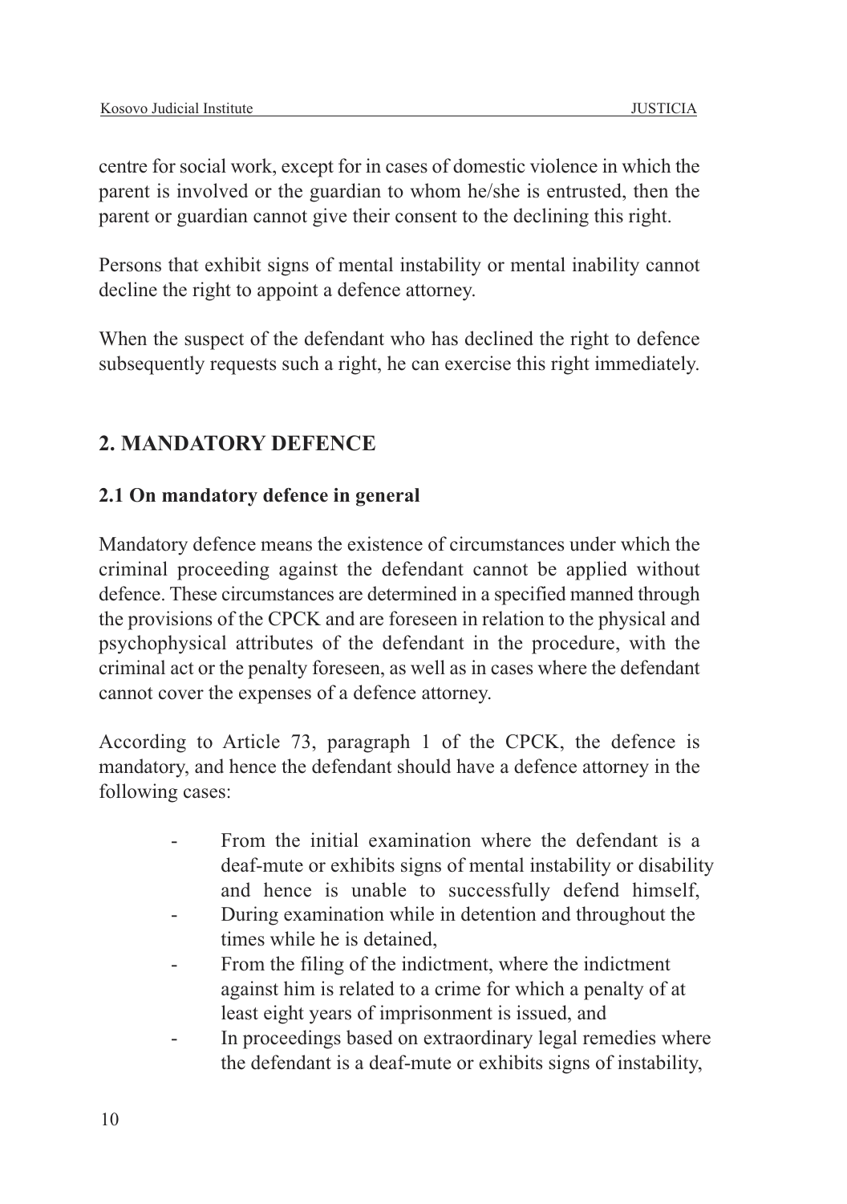centre for social work, except for in cases of domestic violence in which the parent is involved or the guardian to whom he/she is entrusted, then the parent or guardian cannot give their consent to the declining this right.

Persons that exhibit signs of mental instability or mental inability cannot decline the right to appoint a defence attorney.

When the suspect of the defendant who has declined the right to defence subsequently requests such a right, he can exercise this right immediately.

## 2. MANDATORY DEFENCE

### 2.1 On mandatory defence in general

Mandatory defence means the existence of circumstances under which the criminal proceeding against the defendant cannot be applied without defence. These circumstances are determined in a specified manned through the provisions of the CPCK and are foreseen in relation to the physical and psychophysical attributes of the defendant in the procedure, with the criminal act or the penalty foreseen, as well as in cases where the defendant cannot cover the expenses of a defence attorney.

According to Article 73, paragraph 1 of the CPCK, the defence is mandatory, and hence the defendant should have a defence attorney in the following cases:

- From the initial examination where the defendant is a deaf-mute or exhibits signs of mental instability or disability and hence is unable to successfully defend himself,
- During examination while in detention and throughout the times while he is detained,
- From the filing of the indictment, where the indictment against him is related to a crime for which a penalty of at least eight years of imprisonment is issued, and
- In proceedings based on extraordinary legal remedies where the defendant is a deaf-mute or exhibits signs of instability,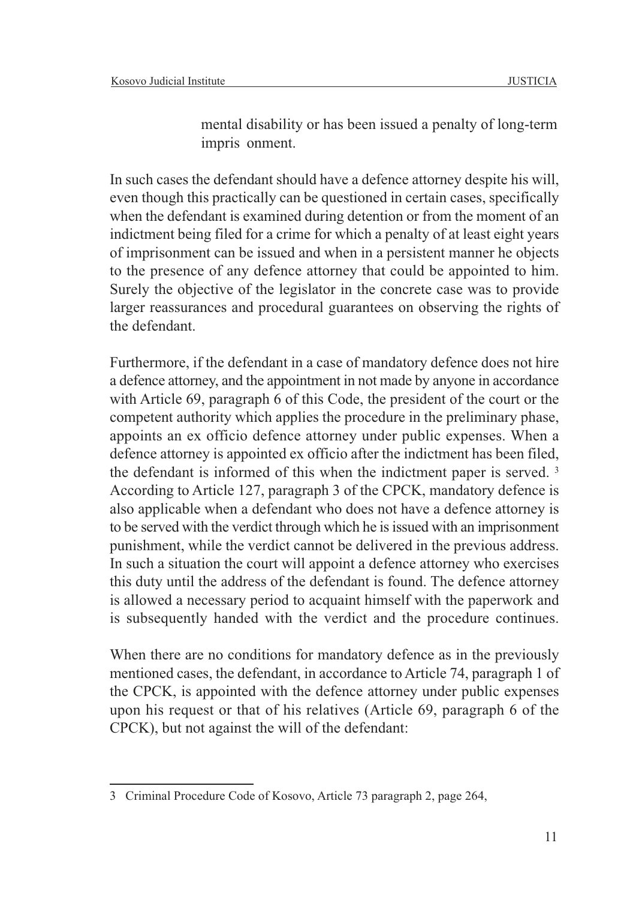mental disability or has been issued a penalty of long-term impris onment.

In such cases the defendant should have a defence attorney despite his will, even though this practically can be questioned in certain cases, specifically when the defendant is examined during detention or from the moment of an indictment being filed for a crime for which a penalty of at least eight years of imprisonment can be issued and when in a persistent manner he objects to the presence of any defence attorney that could be appointed to him. Surely the objective of the legislator in the concrete case was to provide larger reassurances and procedural guarantees on observing the rights of the defendant.

Furthermore, if the defendant in a case of mandatory defence does not hire a defence attorney, and the appointment in not made by anyone in accordance with Article 69, paragraph 6 of this Code, the president of the court or the competent authority which applies the procedure in the preliminary phase, appoints an ex officio defence attorney under public expenses. When a defence attorney is appointed ex officio after the indictment has been filed, the defendant is informed of this when the indictment paper is served. [3] According to Article 127, paragraph 3 of the CPCK, mandatory defence is also applicable when a defendant who does not have a defence attorney is to be served with the verdict through which he is issued with an imprisonment punishment, while the verdict cannot be delivered in the previous address. In such a situation the court will appoint a defence attorney who exercises this duty until the address of the defendant is found. The defence attorney is allowed a necessary period to acquaint himself with the paperwork and is subsequently handed with the verdict and the procedure continues.

When there are no conditions for mandatory defence as in the previously mentioned cases, the defendant, in accordance to Article 74, paragraph 1 of the CPCK, is appointed with the defence attorney under public expenses upon his request or that of his relatives (Article 69, paragraph 6 of the CPCK), but not against the will of the defendant:

---

3 Criminal Procedure Code of Kosovo, Article 73 paragraph 2, page 264,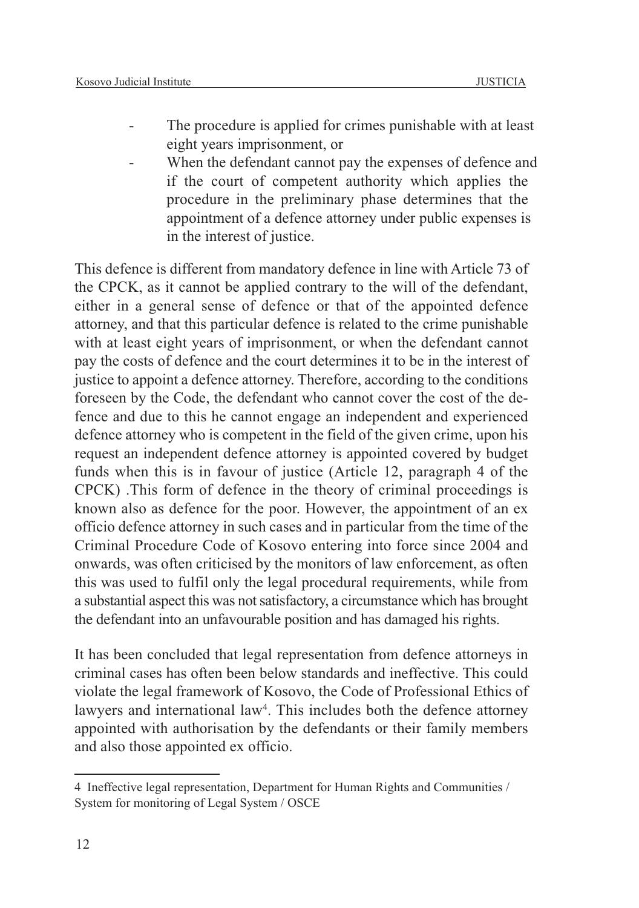- The procedure is applied for crimes punishable with at least eight years imprisonment, or
- When the defendant cannot pay the expenses of defence and if the court of competent authority which applies the procedure in the preliminary phase determines that the appointment of a defence attorney under public expenses is in the interest of justice.

This defence is different from mandatory defence in line with Article 73 of the CPCK, as it cannot be applied contrary to the will of the defendant, either in a general sense of defence or that of the appointed defence attorney, and that this particular defence is related to the crime punishable with at least eight years of imprisonment, or when the defendant cannot pay the costs of defence and the court determines it to be in the interest of justice to appoint a defence attorney. Therefore, according to the conditions foreseen by the Code, the defendant who cannot cover the cost of the defence and due to this he cannot engage an independent and experienced defence attorney who is competent in the field of the given crime, upon his request an independent defence attorney is appointed covered by budget funds when this is in favour of justice (Article 12, paragraph 4 of the CPCK) .This form of defence in the theory of criminal proceedings is known also as defence for the poor. However, the appointment of an ex officio defence attorney in such cases and in particular from the time of the Criminal Procedure Code of Kosovo entering into force since 2004 and onwards, was often criticised by the monitors of law enforcement, as often this was used to fulfil only the legal procedural requirements, while from a substantial aspect this was not satisfactory, a circumstance which has brought the defendant into an unfavourable position and has damaged his rights.

It has been concluded that legal representation from defence attorneys in criminal cases has often been below standards and ineffective. This could violate the legal framework of Kosovo, the Code of Professional Ethics of lawyers and international law[4]. This includes both the defence attorney appointed with authorisation by the defendants or their family members and also those appointed ex officio.

4 Ineffective legal representation, Department for Human Rights and Communities / System for monitoring of Legal System / OSCE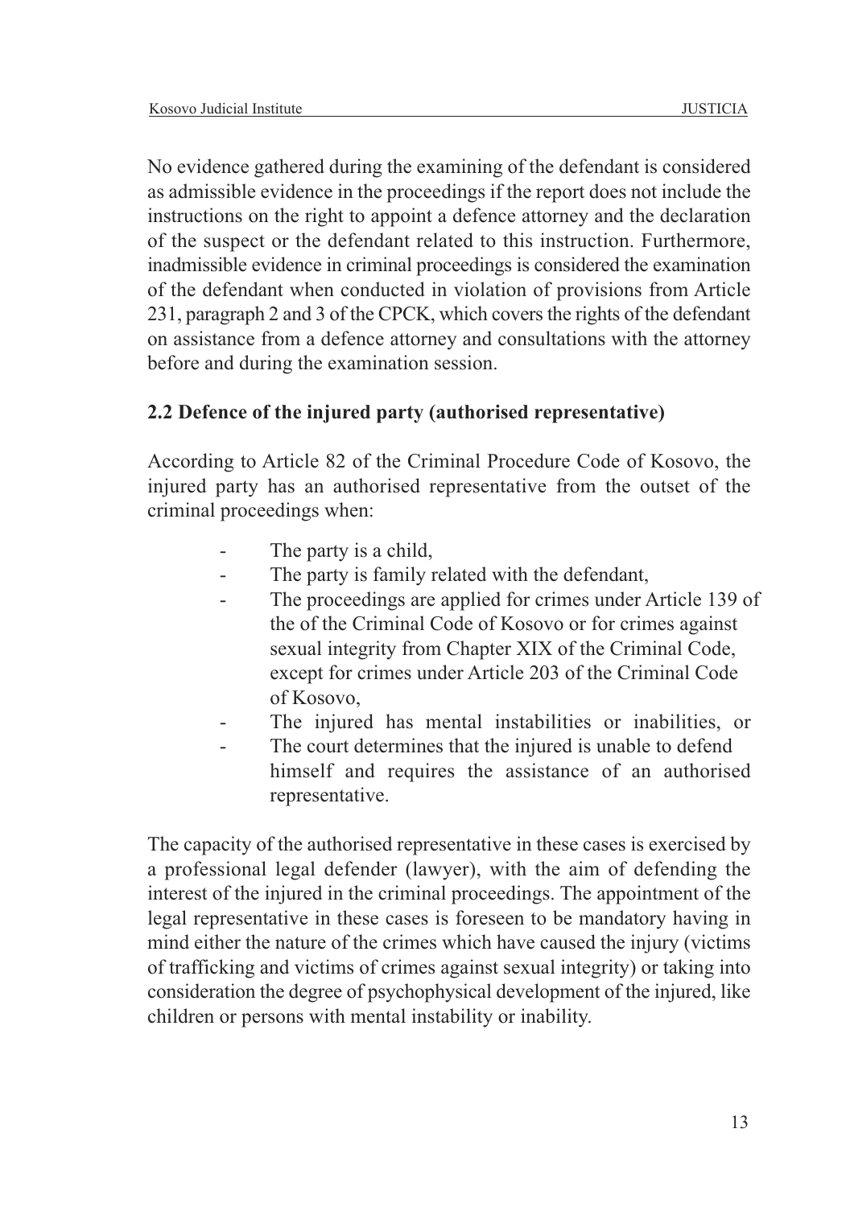No evidence gathered during the examining of the defendant is considered as admissible evidence in the proceedings if the report does not include the instructions on the right to appoint a defence attorney and the declaration of the suspect or the defendant related to this instruction. Furthermore, inadmissible evidence in criminal proceedings is considered the examination of the defendant when conducted in violation of provisions from Article 231, paragraph 2 and 3 of the CPCK, which covers the rights of the defendant on assistance from a defence attorney and consultations with the attorney before and during the examination session.

### 2.2 Defence of the injured party (authorised representative)

According to Article 82 of the Criminal Procedure Code of Kosovo, the injured party has an authorised representative from the outset of the criminal proceedings when:

- The party is a child,
- The party is family related with the defendant,
- The proceedings are applied for crimes under Article 139 of the of the Criminal Code of Kosovo or for crimes against sexual integrity from Chapter XIX of the Criminal Code, except for crimes under Article 203 of the Criminal Code of Kosovo,
- The injured has mental instabilities or inabilities, or
- The court determines that the injured is unable to defend himself and requires the assistance of an authorised representative.

The capacity of the authorised representative in these cases is exercised by a professional legal defender (lawyer), with the aim of defending the interest of the injured in the criminal proceedings. The appointment of the legal representative in these cases is foreseen to be mandatory having in mind either the nature of the crimes which have caused the injury (victims of trafficking and victims of crimes against sexual integrity) or taking into consideration the degree of psychophysical development of the injured, like children or persons with mental instability or inability.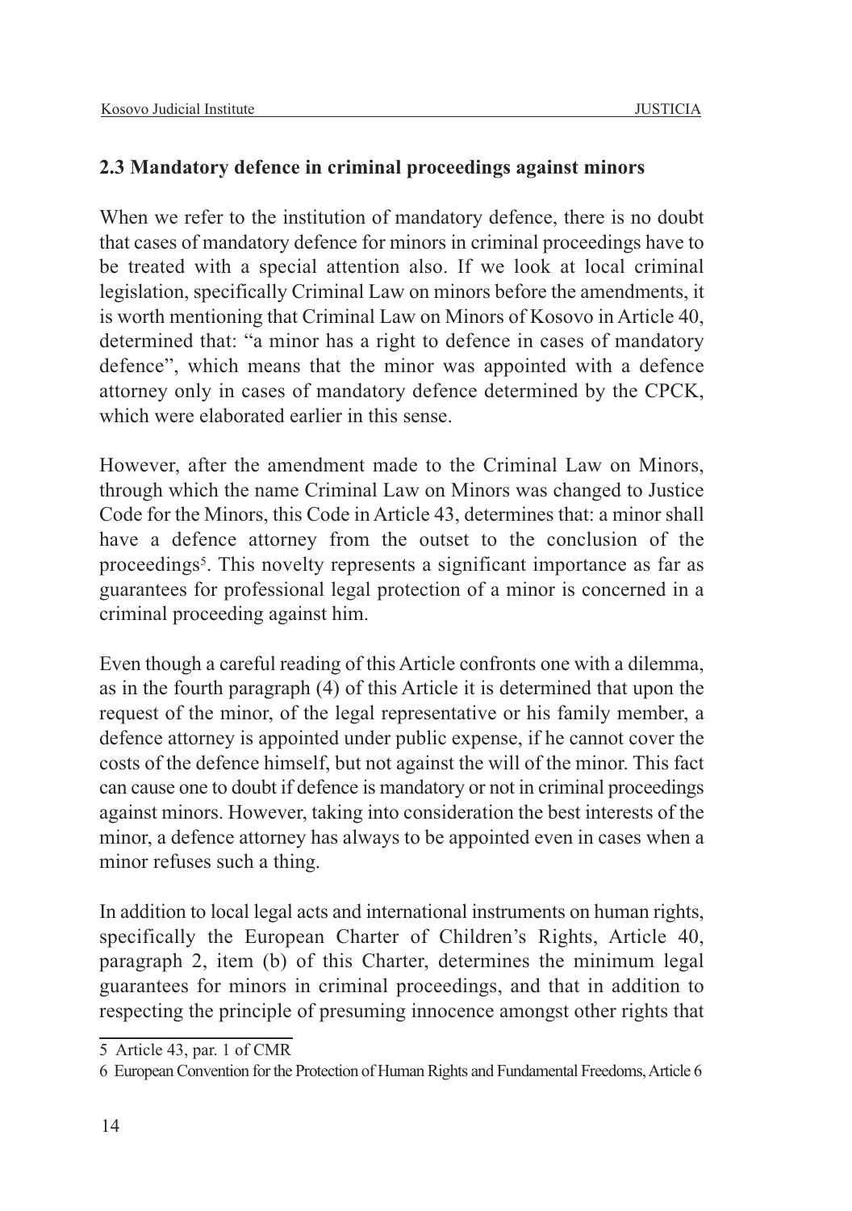### 2.3 Mandatory defence in criminal proceedings against minors

When we refer to the institution of mandatory defence, there is no doubt that cases of mandatory defence for minors in criminal proceedings have to be treated with a special attention also. If we look at local criminal legislation, specifically Criminal Law on minors before the amendments, it is worth mentioning that Criminal Law on Minors of Kosovo in Article 40, determined that: "a minor has a right to defence in cases of mandatory defence", which means that the minor was appointed with a defence attorney only in cases of mandatory defence determined by the CPCK, which were elaborated earlier in this sense.

However, after the amendment made to the Criminal Law on Minors, through which the name Criminal Law on Minors was changed to Justice Code for the Minors, this Code in Article 43, determines that: a minor shall have a defence attorney from the outset to the conclusion of the proceedings[5]. This novelty represents a significant importance as far as guarantees for professional legal protection of a minor is concerned in a criminal proceeding against him.

Even though a careful reading of this Article confronts one with a dilemma, as in the fourth paragraph (4) of this Article it is determined that upon the request of the minor, of the legal representative or his family member, a defence attorney is appointed under public expense, if he cannot cover the costs of the defence himself, but not against the will of the minor. This fact can cause one to doubt if defence is mandatory or not in criminal proceedings against minors. However, taking into consideration the best interests of the minor, a defence attorney has always to be appointed even in cases when a minor refuses such a thing.

In addition to local legal acts and international instruments on human rights, specifically the European Charter of Children's Rights, Article 40, paragraph 2, item (b) of this Charter, determines the minimum legal guarantees for minors in criminal proceedings, and that in addition to respecting the principle of presuming innocence amongst other rights that

---

5 Article 43, par. 1 of CMR

6 European Convention for the Protection of Human Rights and Fundamental Freedoms, Article 6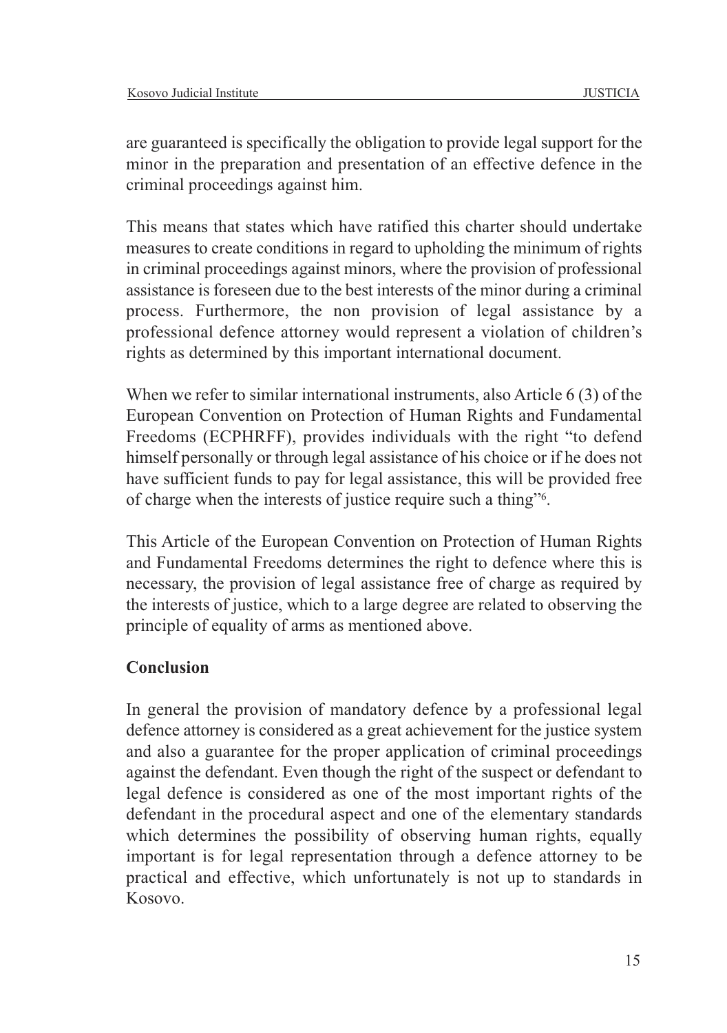are guaranteed is specifically the obligation to provide legal support for the minor in the preparation and presentation of an effective defence in the criminal proceedings against him.

This means that states which have ratified this charter should undertake measures to create conditions in regard to upholding the minimum of rights in criminal proceedings against minors, where the provision of professional assistance is foreseen due to the best interests of the minor during a criminal process. Furthermore, the non provision of legal assistance by a professional defence attorney would represent a violation of children's rights as determined by this important international document.

When we refer to similar international instruments, also Article 6 (3) of the European Convention on Protection of Human Rights and Fundamental Freedoms (ECPHRFF), provides individuals with the right "to defend himself personally or through legal assistance of his choice or if he does not have sufficient funds to pay for legal assistance, this will be provided free of charge when the interests of justice require such a thing"[6].

This Article of the European Convention on Protection of Human Rights and Fundamental Freedoms determines the right to defence where this is necessary, the provision of legal assistance free of charge as required by the interests of justice, which to a large degree are related to observing the principle of equality of arms as mentioned above.

## Conclusion

In general the provision of mandatory defence by a professional legal defence attorney is considered as a great achievement for the justice system and also a guarantee for the proper application of criminal proceedings against the defendant. Even though the right of the suspect or defendant to legal defence is considered as one of the most important rights of the defendant in the procedural aspect and one of the elementary standards which determines the possibility of observing human rights, equally important is for legal representation through a defence attorney to be practical and effective, which unfortunately is not up to standards in Kosovo.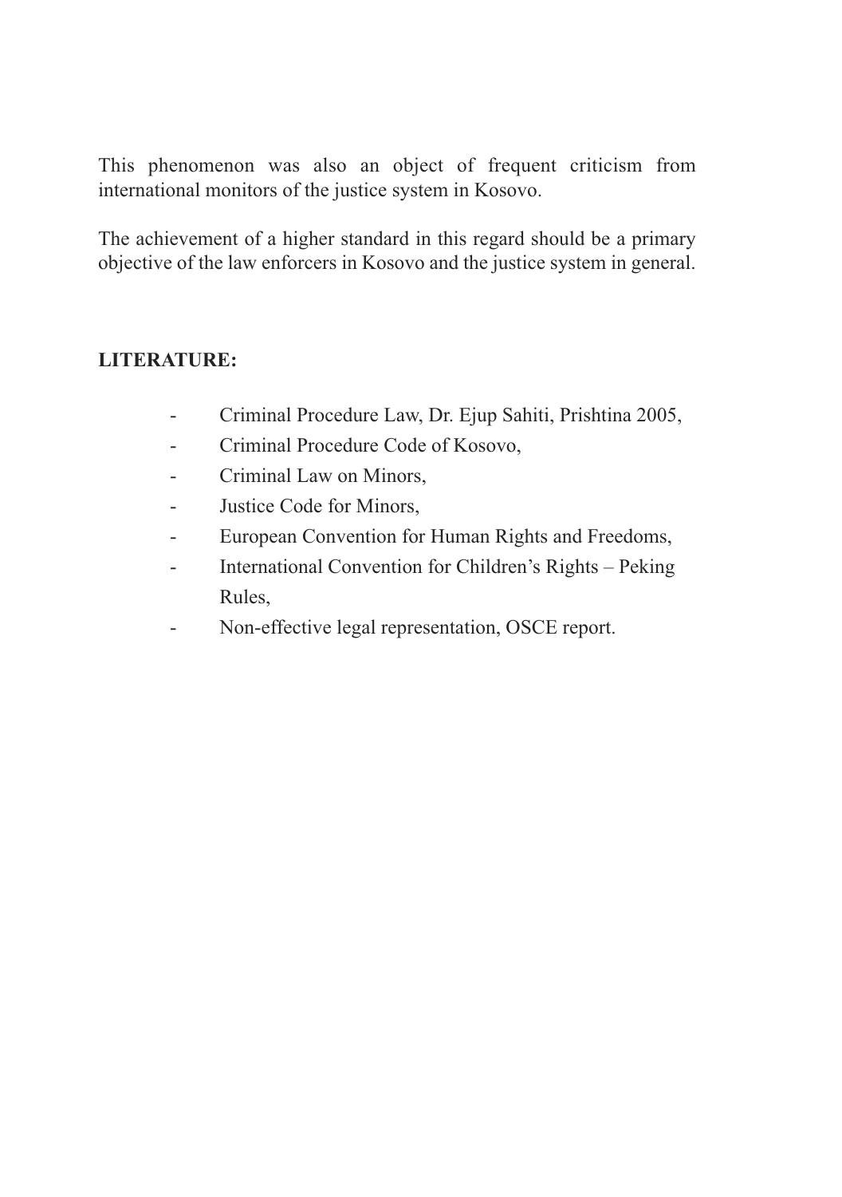This phenomenon was also an object of frequent criticism from international monitors of the justice system in Kosovo.

The achievement of a higher standard in this regard should be a primary objective of the law enforcers in Kosovo and the justice system in general.

**LITERATURE:**

- Criminal Procedure Law, Dr. Ejup Sahiti, Prishtina 2005,
- Criminal Procedure Code of Kosovo,
- Criminal Law on Minors,
- Justice Code for Minors,
- European Convention for Human Rights and Freedoms,
- International Convention for Children's Rights – Peking Rules,
- Non-effective legal representation, OSCE report.